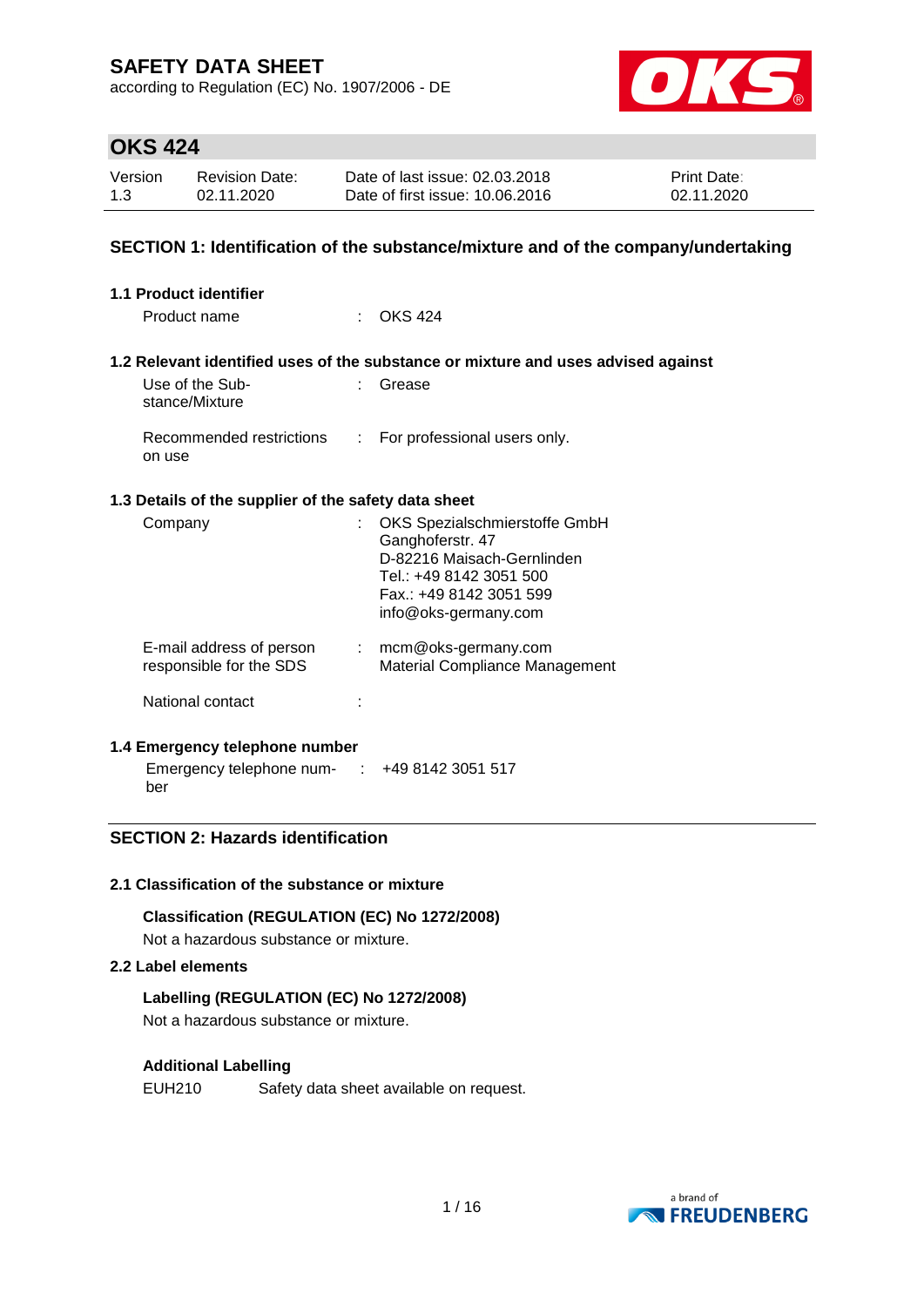# SAFETY DATA SHEET

according to Regulation (EC) No. 1907/2006 - DE

## OKS 424

| Version | Revision Date: | Date of last issue: 02.03.2018 | Print Date: |
|---|---|---|---|
| 1.3 | 02.11.2020 | Date of first issue: 10.06.2016 | 02.11.2020 |

## SECTION 1: Identification of the substance/mixture and of the company/undertaking

### 1.1 Product identifier

Product name : OKS 424

### 1.2 Relevant identified uses of the substance or mixture and uses advised against

Use of the Substance/Mixture : Grease

Recommended restrictions on use : For professional users only.

### 1.3 Details of the supplier of the safety data sheet

Company : OKS Spezialschmierstoffe GmbH
Ganghoferstr. 47
D-82216 Maisach-Gernlinden
Tel.: +49 8142 3051 500
Fax.: +49 8142 3051 599
info@oks-germany.com

E-mail address of person responsible for the SDS : mcm@oks-germany.com
Material Compliance Management

National contact :

### 1.4 Emergency telephone number

Emergency telephone number : +49 8142 3051 517

## SECTION 2: Hazards identification

### 2.1 Classification of the substance or mixture

**Classification (REGULATION (EC) No 1272/2008)**

Not a hazardous substance or mixture.

### 2.2 Label elements

**Labelling (REGULATION (EC) No 1272/2008)**

Not a hazardous substance or mixture.

**Additional Labelling**

EUH210 Safety data sheet available on request.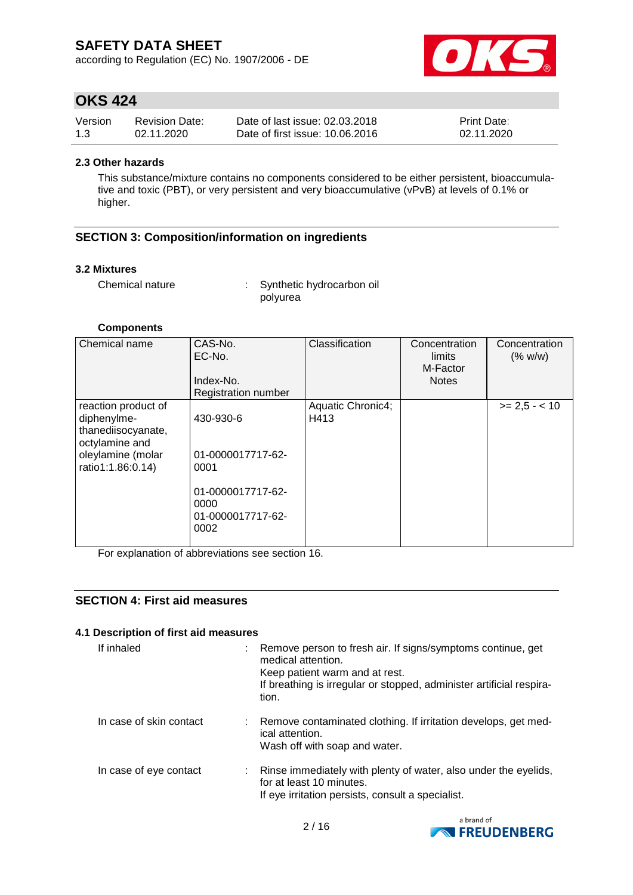### 2.3 Other hazards

This substance/mixture contains no components considered to be either persistent, bioaccumulative and toxic (PBT), or very persistent and very bioaccumulative (vPvB) at levels of 0.1% or higher.

## SECTION 3: Composition/information on ingredients

### 3.2 Mixtures

Chemical nature : Synthetic hydrocarbon oil polyurea

**Components**

| Chemical name | CAS-No.<br>EC-No.<br>Index-No.<br>Registration number | Classification | Concentration limits<br>M-Factor<br>Notes | Concentration (% w/w) |
|---|---|---|---|---|
| reaction product of diphenylmethanediisocyanate, octylamine and oleylamine (molar ratio1:1.86:0.14) | 430-930-6<br><br>01-0000017717-62-0001<br><br>01-0000017717-62-0000<br>01-0000017717-62-0002 | Aquatic Chronic4; H413 | | >= 2,5 - < 10 |

For explanation of abbreviations see section 16.

## SECTION 4: First aid measures

### 4.1 Description of first aid measures

If inhaled : Remove person to fresh air. If signs/symptoms continue, get medical attention.
Keep patient warm and at rest.
If breathing is irregular or stopped, administer artificial respiration.

In case of skin contact : Remove contaminated clothing. If irritation develops, get medical attention.
Wash off with soap and water.

In case of eye contact : Rinse immediately with plenty of water, also under the eyelids, for at least 10 minutes.
If eye irritation persists, consult a specialist.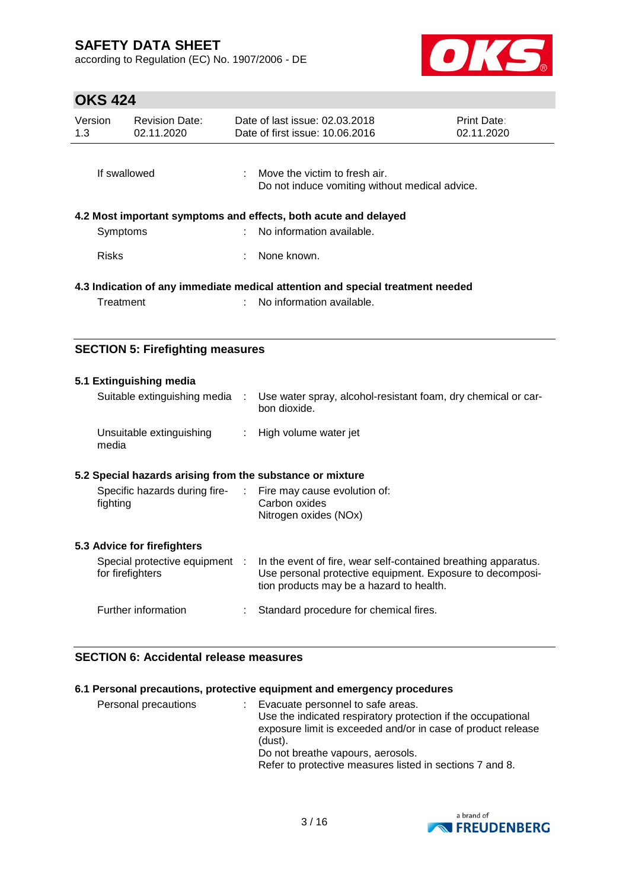| | | |
|---|---|---|
| If swallowed | : | Move the victim to fresh air.<br>Do not induce vomiting without medical advice. |

**4.2 Most important symptoms and effects, both acute and delayed**

| | | |
|---|---|---|
| Symptoms | : | No information available. |
| Risks | : | None known. |

**4.3 Indication of any immediate medical attention and special treatment needed**

| | | |
|---|---|---|
| Treatment | : | No information available. |

## SECTION 5: Firefighting measures

**5.1 Extinguishing media**

| | | |
|---|---|---|
| Suitable extinguishing media | : | Use water spray, alcohol-resistant foam, dry chemical or carbon dioxide. |
| Unsuitable extinguishing media | : | High volume water jet |

**5.2 Special hazards arising from the substance or mixture**

| | | |
|---|---|---|
| Specific hazards during firefighting | : | Fire may cause evolution of:<br>Carbon oxides<br>Nitrogen oxides (NOx) |

**5.3 Advice for firefighters**

| | | |
|---|---|---|
| Special protective equipment for firefighters | : | In the event of fire, wear self-contained breathing apparatus.<br>Use personal protective equipment. Exposure to decomposition products may be a hazard to health. |
| Further information | : | Standard procedure for chemical fires. |

## SECTION 6: Accidental release measures

**6.1 Personal precautions, protective equipment and emergency procedures**

| | | |
|---|---|---|
| Personal precautions | : | Evacuate personnel to safe areas.<br>Use the indicated respiratory protection if the occupational exposure limit is exceeded and/or in case of product release (dust).<br>Do not breathe vapours, aerosols.<br>Refer to protective measures listed in sections 7 and 8. |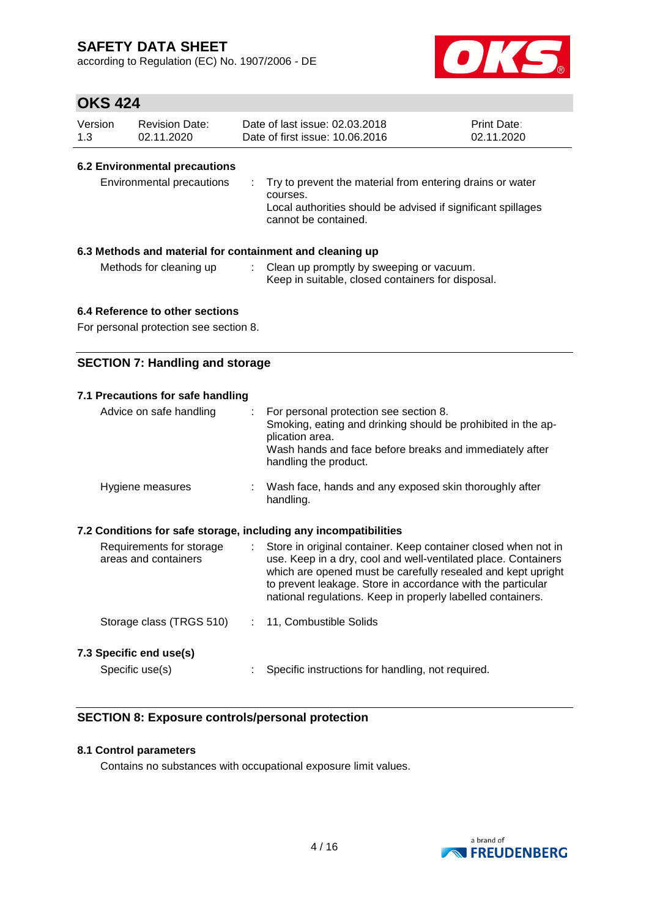#### 6.2 Environmental precautions

| | | |
|---|---|---|
| Environmental precautions | : | Try to prevent the material from entering drains or water courses. Local authorities should be advised if significant spillages cannot be contained. |

#### 6.3 Methods and material for containment and cleaning up

| | | |
|---|---|---|
| Methods for cleaning up | : | Clean up promptly by sweeping or vacuum. Keep in suitable, closed containers for disposal. |

#### 6.4 Reference to other sections

For personal protection see section 8.

## SECTION 7: Handling and storage

#### 7.1 Precautions for safe handling

| | | |
|---|---|---|
| Advice on safe handling | : | For personal protection see section 8. Smoking, eating and drinking should be prohibited in the application area. Wash hands and face before breaks and immediately after handling the product. |
| Hygiene measures | : | Wash face, hands and any exposed skin thoroughly after handling. |

#### 7.2 Conditions for safe storage, including any incompatibilities

| | | |
|---|---|---|
| Requirements for storage areas and containers | : | Store in original container. Keep container closed when not in use. Keep in a dry, cool and well-ventilated place. Containers which are opened must be carefully resealed and kept upright to prevent leakage. Store in accordance with the particular national regulations. Keep in properly labelled containers. |
| Storage class (TRGS 510) | : | 11, Combustible Solids |

#### 7.3 Specific end use(s)

| | | |
|---|---|---|
| Specific use(s) | : | Specific instructions for handling, not required. |

## SECTION 8: Exposure controls/personal protection

#### 8.1 Control parameters

Contains no substances with occupational exposure limit values.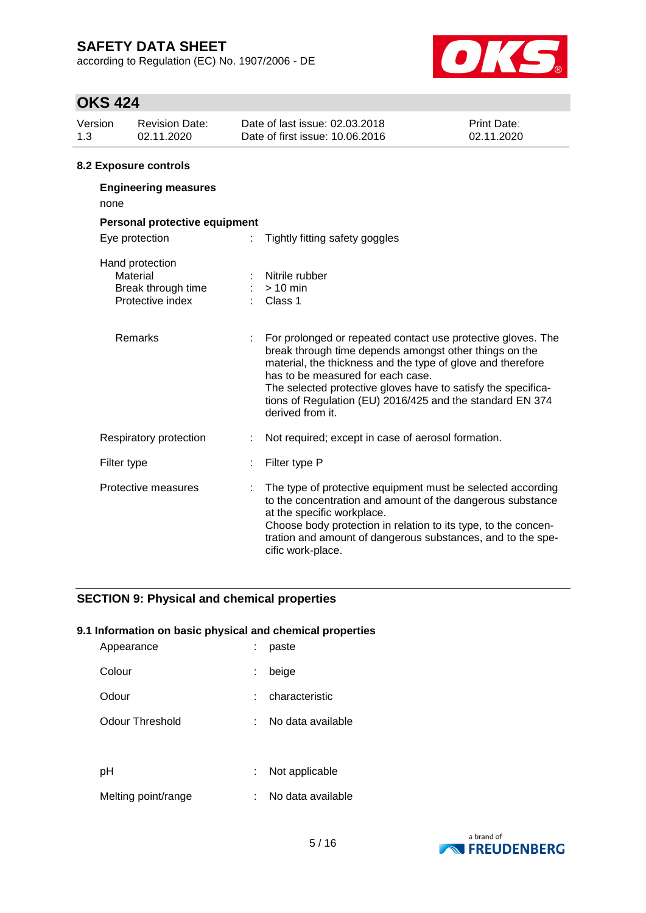### 8.2 Exposure controls

**Engineering measures**

none

**Personal protective equipment**

| | | |
|---|---|---|
| Eye protection | : | Tightly fitting safety goggles |
| Hand protection | | |
| Material | : | Nitrile rubber |
| Break through time | : | > 10 min |
| Protective index | : | Class 1 |
| Remarks | : | For prolonged or repeated contact use protective gloves. The break through time depends amongst other things on the material, the thickness and the type of glove and therefore has to be measured for each case. The selected protective gloves have to satisfy the specifications of Regulation (EU) 2016/425 and the standard EN 374 derived from it. |
| Respiratory protection | : | Not required; except in case of aerosol formation. |
| Filter type | : | Filter type P |
| Protective measures | : | The type of protective equipment must be selected according to the concentration and amount of the dangerous substance at the specific workplace. Choose body protection in relation to its type, to the concentration and amount of dangerous substances, and to the specific work-place. |

## SECTION 9: Physical and chemical properties

### 9.1 Information on basic physical and chemical properties

| | | |
|---|---|---|
| Appearance | : | paste |
| Colour | : | beige |
| Odour | : | characteristic |
| Odour Threshold | : | No data available |
| pH | : | Not applicable |
| Melting point/range | : | No data available |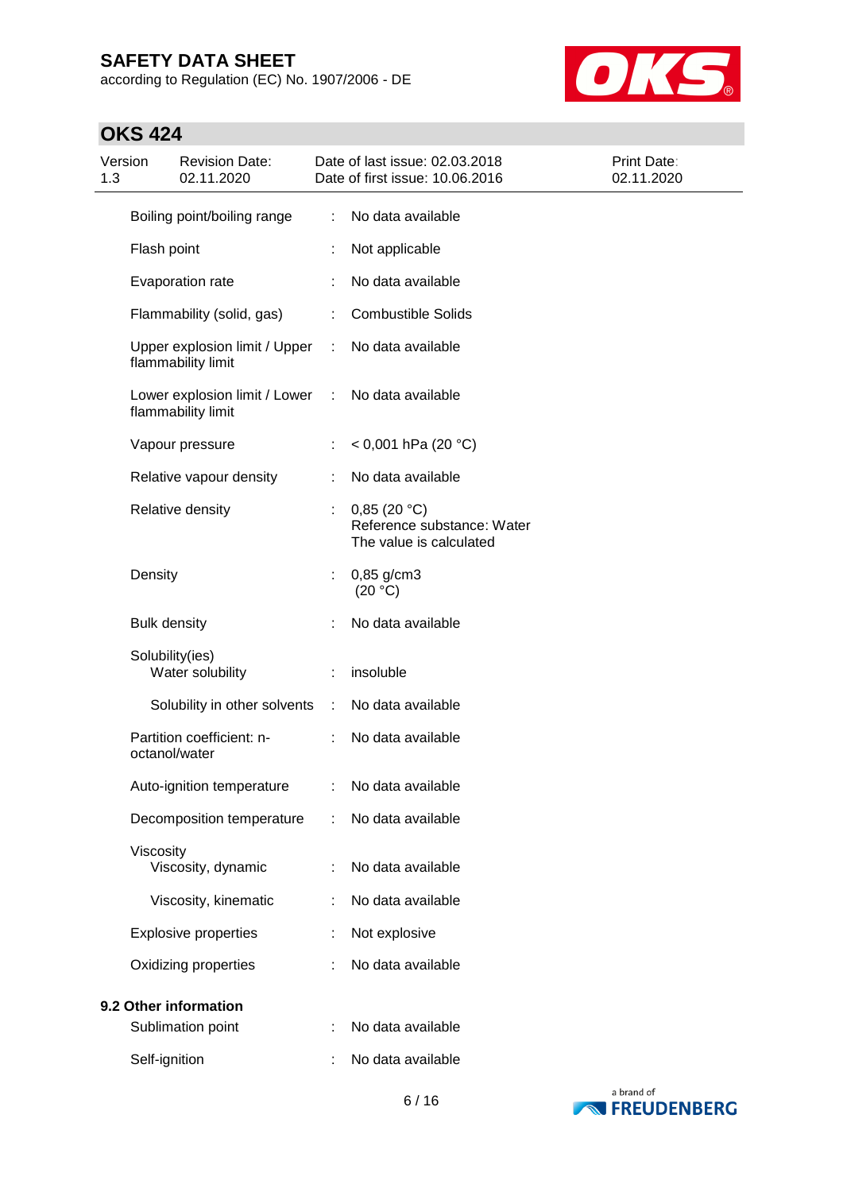| | | |
|---|---|---|
| Boiling point/boiling range | : | No data available |
| Flash point | : | Not applicable |
| Evaporation rate | : | No data available |
| Flammability (solid, gas) | : | Combustible Solids |
| Upper explosion limit / Upper flammability limit | : | No data available |
| Lower explosion limit / Lower flammability limit | : | No data available |
| Vapour pressure | : | < 0,001 hPa (20 °C) |
| Relative vapour density | : | No data available |
| Relative density | : | 0,85 (20 °C)<br>Reference substance: Water<br>The value is calculated |
| Density | : | 0,85 g/cm3<br>(20 °C) |
| Bulk density | : | No data available |
| Solubility(ies)<br>Water solubility | : | insoluble |
| Solubility in other solvents | : | No data available |
| Partition coefficient: n-octanol/water | : | No data available |
| Auto-ignition temperature | : | No data available |
| Decomposition temperature | : | No data available |
| Viscosity<br>Viscosity, dynamic | : | No data available |
| Viscosity, kinematic | : | No data available |
| Explosive properties | : | Not explosive |
| Oxidizing properties | : | No data available |

**9.2 Other information**

| | | |
|---|---|---|
| Sublimation point | : | No data available |
| Self-ignition | : | No data available |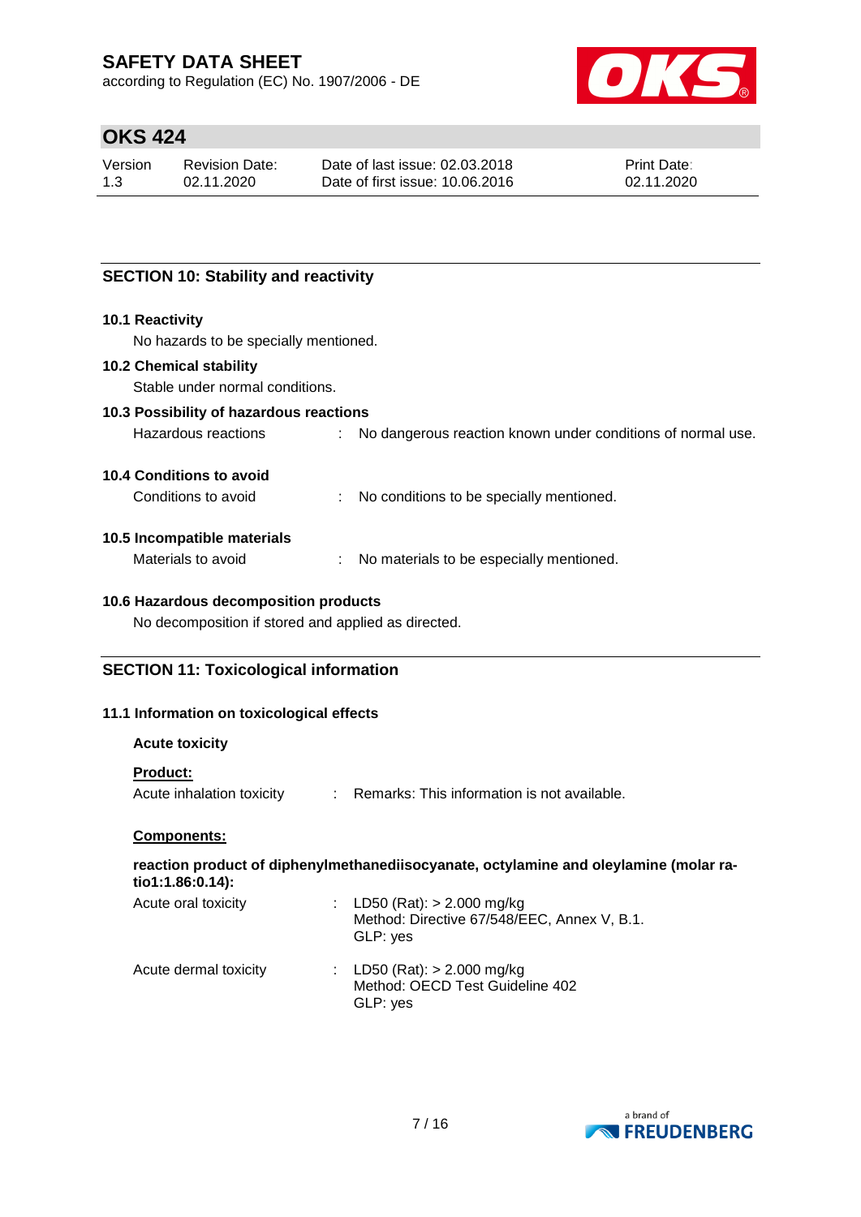## SECTION 10: Stability and reactivity

### 10.1 Reactivity

No hazards to be specially mentioned.

### 10.2 Chemical stability

Stable under normal conditions.

### 10.3 Possibility of hazardous reactions

Hazardous reactions : No dangerous reaction known under conditions of normal use.

### 10.4 Conditions to avoid

Conditions to avoid : No conditions to be specially mentioned.

### 10.5 Incompatible materials

Materials to avoid : No materials to be especially mentioned.

### 10.6 Hazardous decomposition products

No decomposition if stored and applied as directed.

## SECTION 11: Toxicological information

### 11.1 Information on toxicological effects

**Acute toxicity**

**Product:**

Acute inhalation toxicity : Remarks: This information is not available.

**Components:**

**reaction product of diphenylmethanediisocyanate, octylamine and oleylamine (molar ratio1:1.86:0.14):**

Acute oral toxicity : LD50 (Rat): > 2.000 mg/kg
Method: Directive 67/548/EEC, Annex V, B.1.
GLP: yes

Acute dermal toxicity : LD50 (Rat): > 2.000 mg/kg
Method: OECD Test Guideline 402
GLP: yes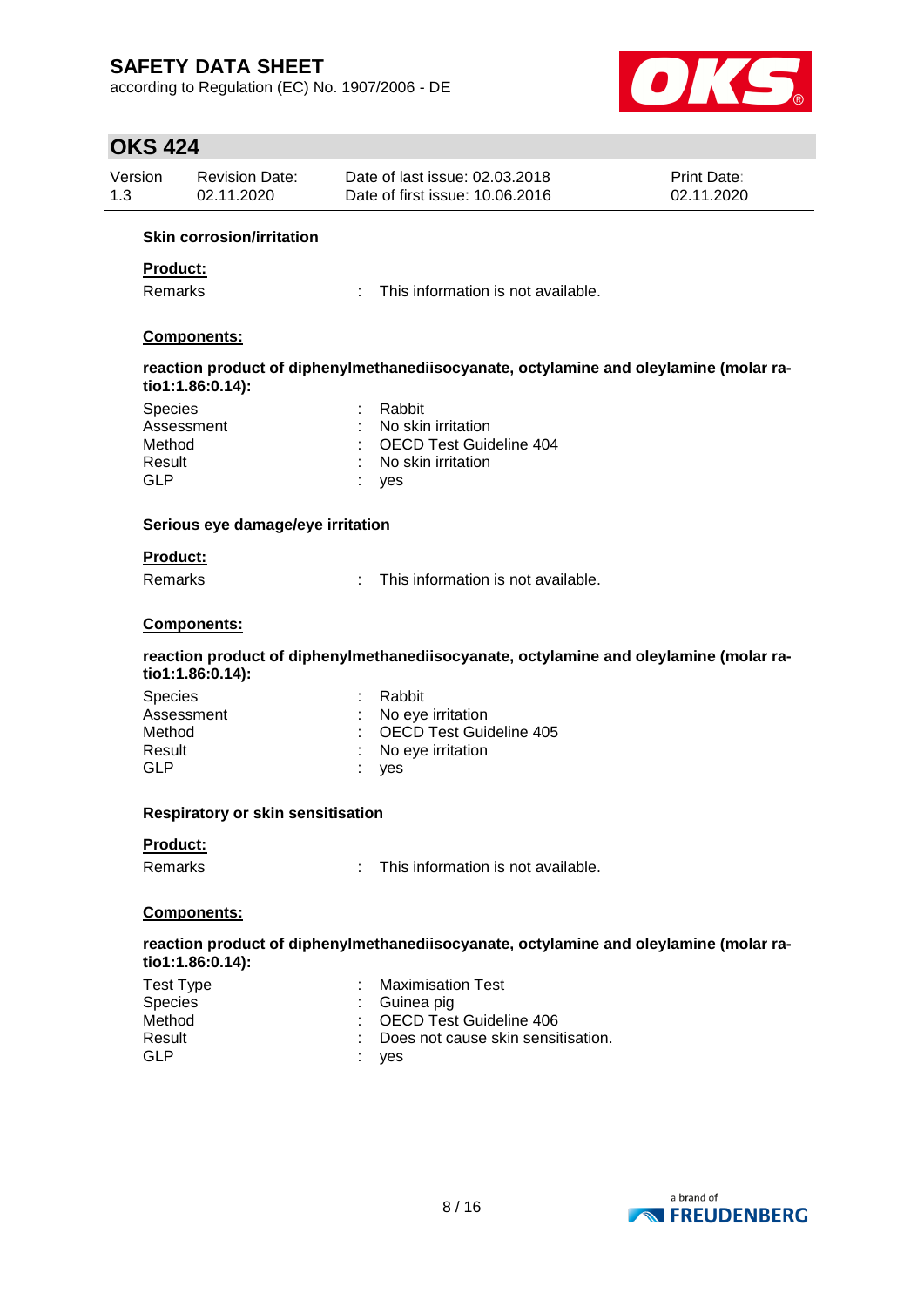### Skin corrosion/irritation

**Product:**

Remarks : This information is not available.

**Components:**

**reaction product of diphenylmethanediisocyanate, octylamine and oleylamine (molar ratio1:1.86:0.14):**

Species : Rabbit
Assessment : No skin irritation
Method : OECD Test Guideline 404
Result : No skin irritation
GLP : yes

### Serious eye damage/eye irritation

**Product:**

Remarks : This information is not available.

**Components:**

**reaction product of diphenylmethanediisocyanate, octylamine and oleylamine (molar ratio1:1.86:0.14):**

Species : Rabbit
Assessment : No eye irritation
Method : OECD Test Guideline 405
Result : No eye irritation
GLP : yes

### Respiratory or skin sensitisation

**Product:**

Remarks : This information is not available.

**Components:**

**reaction product of diphenylmethanediisocyanate, octylamine and oleylamine (molar ratio1:1.86:0.14):**

Test Type : Maximisation Test
Species : Guinea pig
Method : OECD Test Guideline 406
Result : Does not cause skin sensitisation.
GLP : yes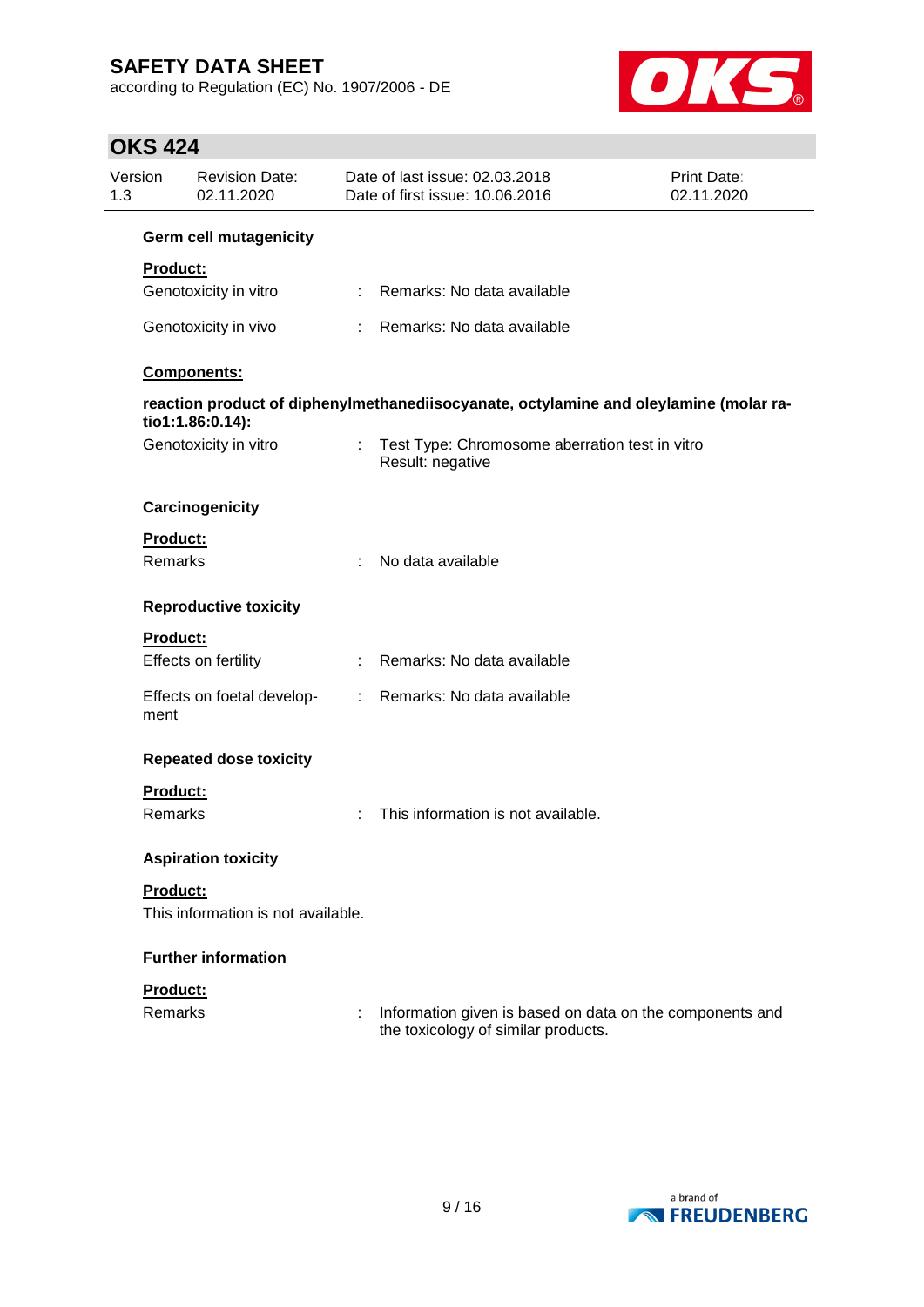### Germ cell mutagenicity

**Product:**

Genotoxicity in vitro : Remarks: No data available

Genotoxicity in vivo : Remarks: No data available

**Components:**

**reaction product of diphenylmethanediisocyanate, octylamine and oleylamine (molar ratio1:1.86:0.14):**

Genotoxicity in vitro : Test Type: Chromosome aberration test in vitro
Result: negative

### Carcinogenicity

**Product:**

Remarks : No data available

### Reproductive toxicity

**Product:**

Effects on fertility : Remarks: No data available

Effects on foetal development : Remarks: No data available

### Repeated dose toxicity

**Product:**

Remarks : This information is not available.

### Aspiration toxicity

**Product:**

This information is not available.

### Further information

**Product:**

Remarks : Information given is based on data on the components and the toxicology of similar products.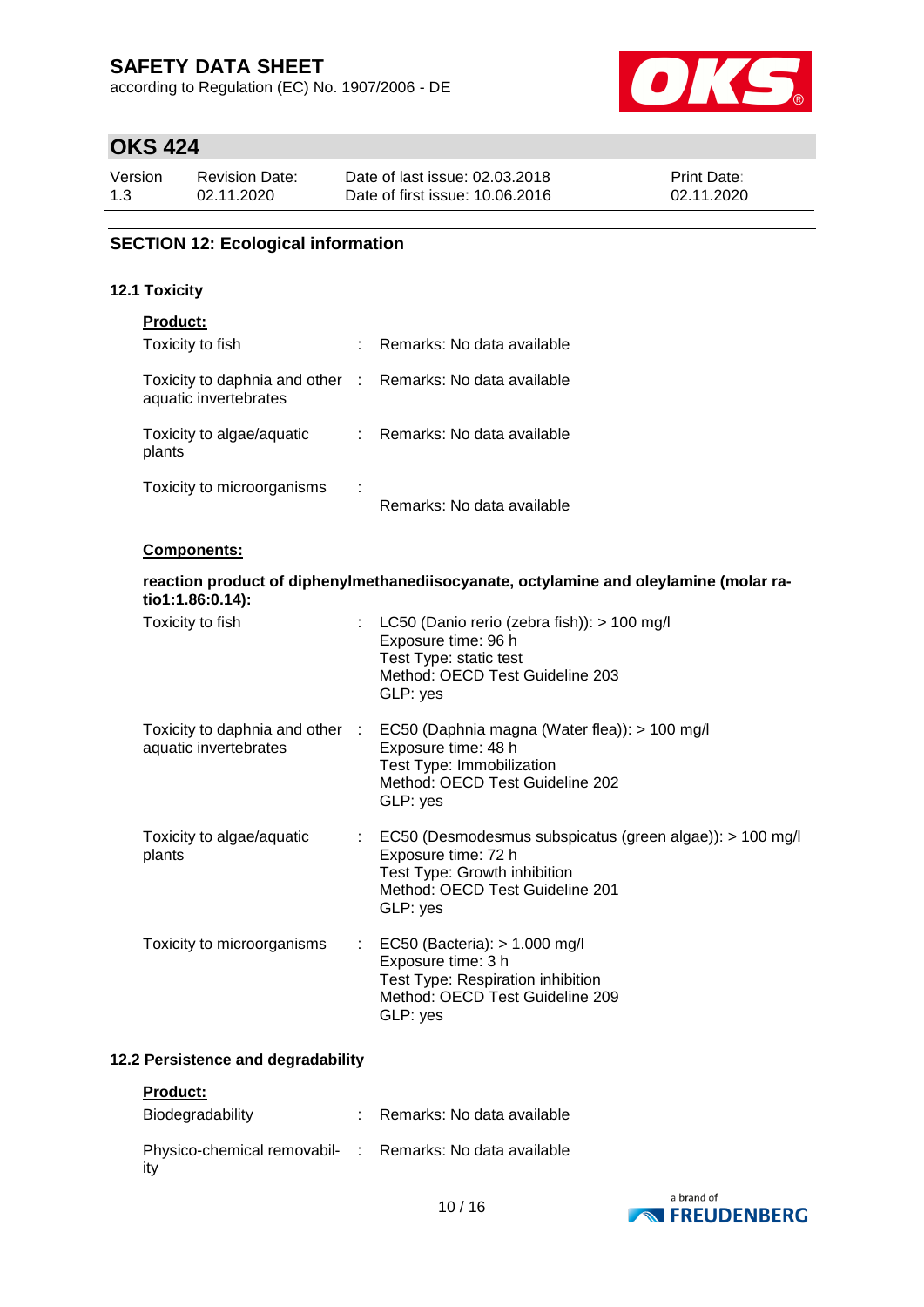## SECTION 12: Ecological information

### 12.1 Toxicity

**Product:**

| | | |
|---|---|---|
| Toxicity to fish | : | Remarks: No data available |
| Toxicity to daphnia and other aquatic invertebrates | : | Remarks: No data available |
| Toxicity to algae/aquatic plants | : | Remarks: No data available |
| Toxicity to microorganisms | : | Remarks: No data available |

**Components:**

**reaction product of diphenylmethanediisocyanate, octylamine and oleylamine (molar ratio1:1.86:0.14):**

| | | |
|---|---|---|
| Toxicity to fish | : | LC50 (Danio rerio (zebra fish)): > 100 mg/l<br>Exposure time: 96 h<br>Test Type: static test<br>Method: OECD Test Guideline 203<br>GLP: yes |
| Toxicity to daphnia and other aquatic invertebrates | : | EC50 (Daphnia magna (Water flea)): > 100 mg/l<br>Exposure time: 48 h<br>Test Type: Immobilization<br>Method: OECD Test Guideline 202<br>GLP: yes |
| Toxicity to algae/aquatic plants | : | EC50 (Desmodesmus subspicatus (green algae)): > 100 mg/l<br>Exposure time: 72 h<br>Test Type: Growth inhibition<br>Method: OECD Test Guideline 201<br>GLP: yes |
| Toxicity to microorganisms | : | EC50 (Bacteria): > 1.000 mg/l<br>Exposure time: 3 h<br>Test Type: Respiration inhibition<br>Method: OECD Test Guideline 209<br>GLP: yes |

### 12.2 Persistence and degradability

**Product:**

| | | |
|---|---|---|
| Biodegradability | : | Remarks: No data available |
| Physico-chemical removability | : | Remarks: No data available |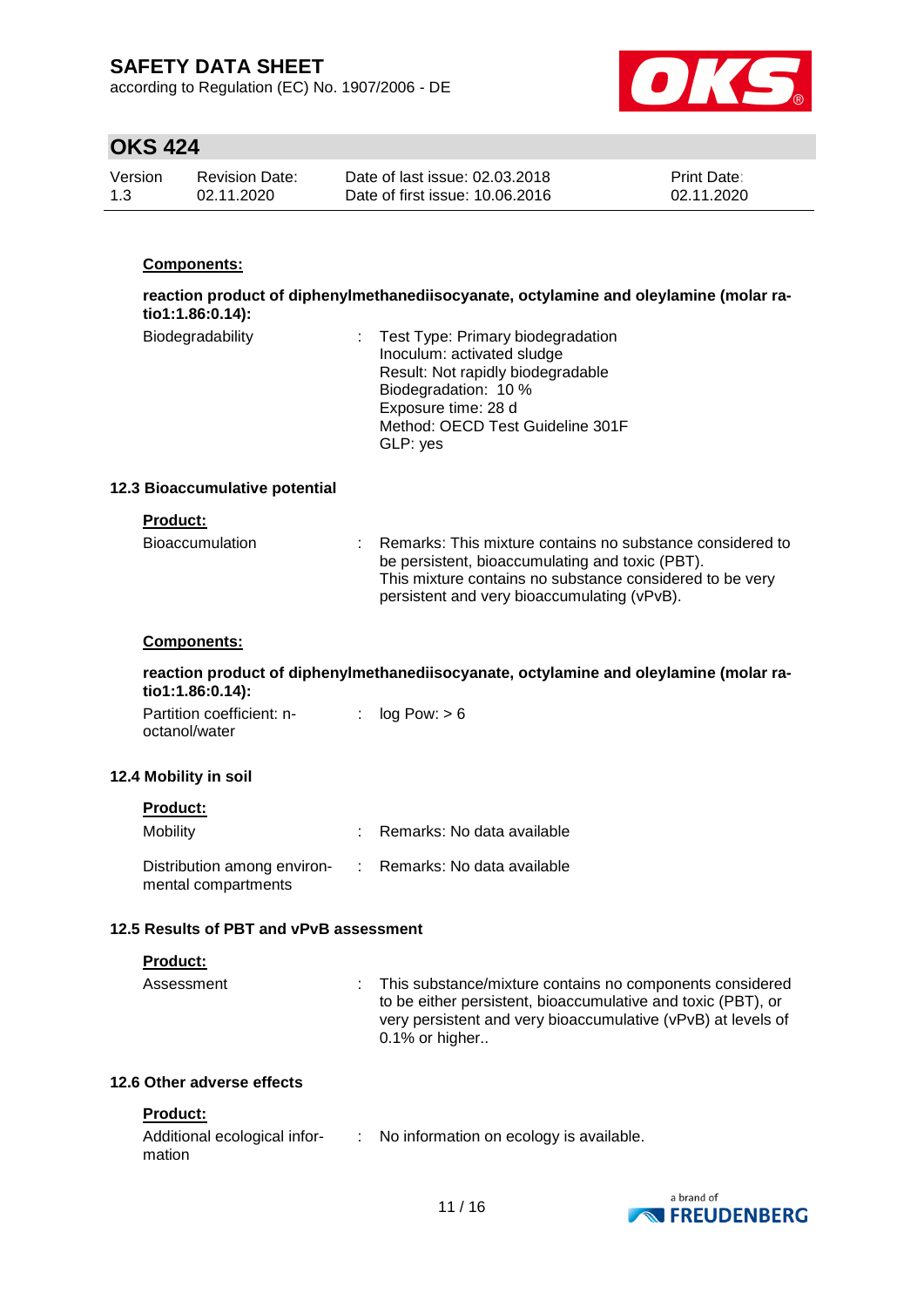**Components:**

**reaction product of diphenylmethanediisocyanate, octylamine and oleylamine (molar ratio1:1.86:0.14):**

| | |
|---|---|
| Biodegradability | : Test Type: Primary biodegradation<br>Inoculum: activated sludge<br>Result: Not rapidly biodegradable<br>Biodegradation: 10 %<br>Exposure time: 28 d<br>Method: OECD Test Guideline 301F<br>GLP: yes |

### 12.3 Bioaccumulative potential

**Product:**

| | |
|---|---|
| Bioaccumulation | : Remarks: This mixture contains no substance considered to be persistent, bioaccumulating and toxic (PBT).<br>This mixture contains no substance considered to be very persistent and very bioaccumulating (vPvB). |

**Components:**

**reaction product of diphenylmethanediisocyanate, octylamine and oleylamine (molar ratio1:1.86:0.14):**

| | |
|---|---|
| Partition coefficient: n-octanol/water | : log Pow: > 6 |

### 12.4 Mobility in soil

**Product:**

| | |
|---|---|
| Mobility | : Remarks: No data available |
| Distribution among environmental compartments | : Remarks: No data available |

### 12.5 Results of PBT and vPvB assessment

**Product:**

| | |
|---|---|
| Assessment | : This substance/mixture contains no components considered to be either persistent, bioaccumulative and toxic (PBT), or very persistent and very bioaccumulative (vPvB) at levels of 0.1% or higher.. |

### 12.6 Other adverse effects

**Product:**

| | |
|---|---|
| Additional ecological information | : No information on ecology is available. |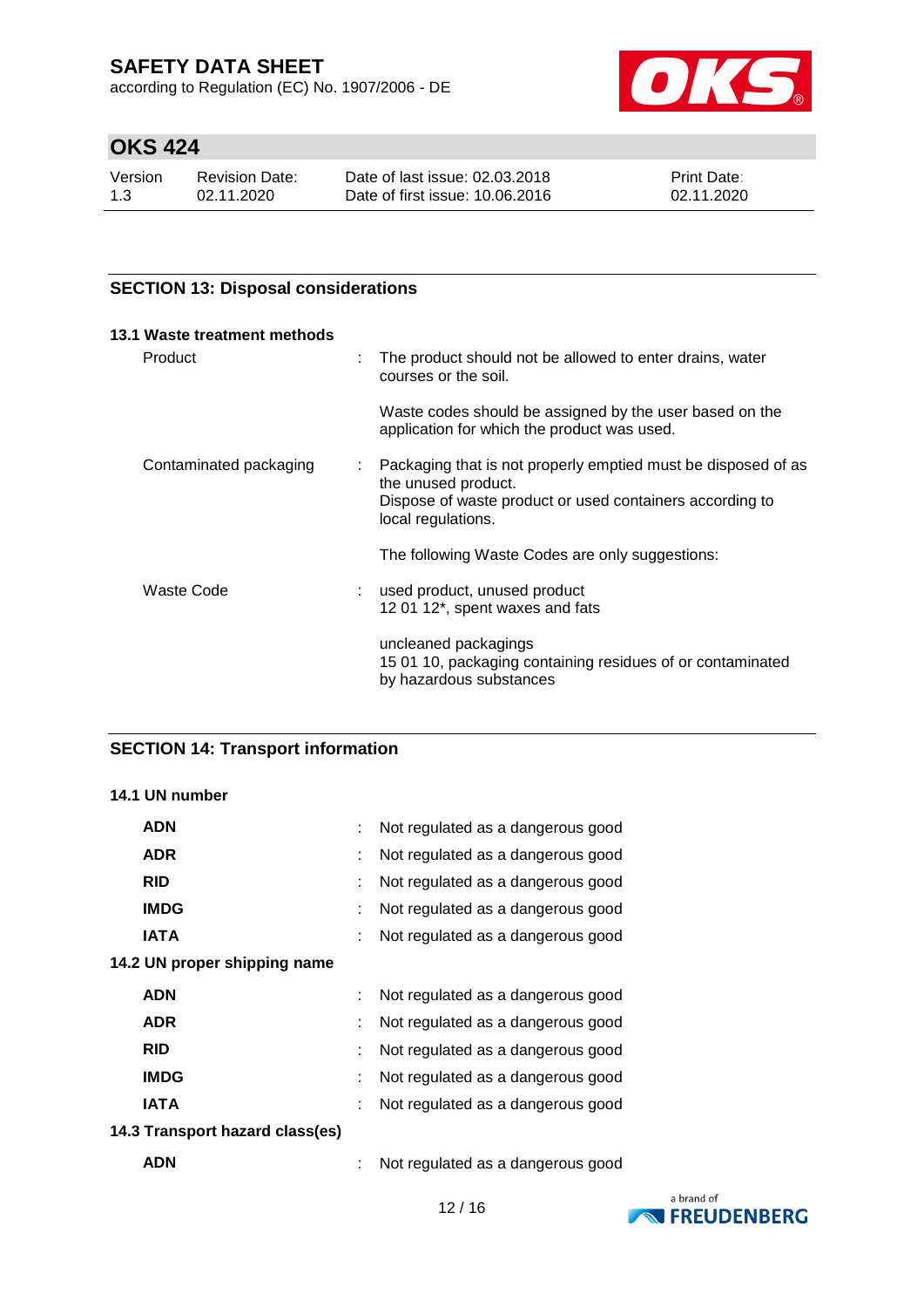## SECTION 13: Disposal considerations

### 13.1 Waste treatment methods

| | | |
|---|---|---|
| Product | : | The product should not be allowed to enter drains, water courses or the soil.<br><br>Waste codes should be assigned by the user based on the application for which the product was used. |
| Contaminated packaging | : | Packaging that is not properly emptied must be disposed of as the unused product.<br>Dispose of waste product or used containers according to local regulations.<br><br>The following Waste Codes are only suggestions: |
| Waste Code | : | used product, unused product<br>12 01 12*, spent waxes and fats<br><br>uncleaned packagings<br>15 01 10, packaging containing residues of or contaminated by hazardous substances |

## SECTION 14: Transport information

### 14.1 UN number

| | | |
|---|---|---|
| **ADN** | : | Not regulated as a dangerous good |
| **ADR** | : | Not regulated as a dangerous good |
| **RID** | : | Not regulated as a dangerous good |
| **IMDG** | : | Not regulated as a dangerous good |
| **IATA** | : | Not regulated as a dangerous good |

### 14.2 UN proper shipping name

| | | |
|---|---|---|
| **ADN** | : | Not regulated as a dangerous good |
| **ADR** | : | Not regulated as a dangerous good |
| **RID** | : | Not regulated as a dangerous good |
| **IMDG** | : | Not regulated as a dangerous good |
| **IATA** | : | Not regulated as a dangerous good |

### 14.3 Transport hazard class(es)

| | | |
|---|---|---|
| **ADN** | : | Not regulated as a dangerous good |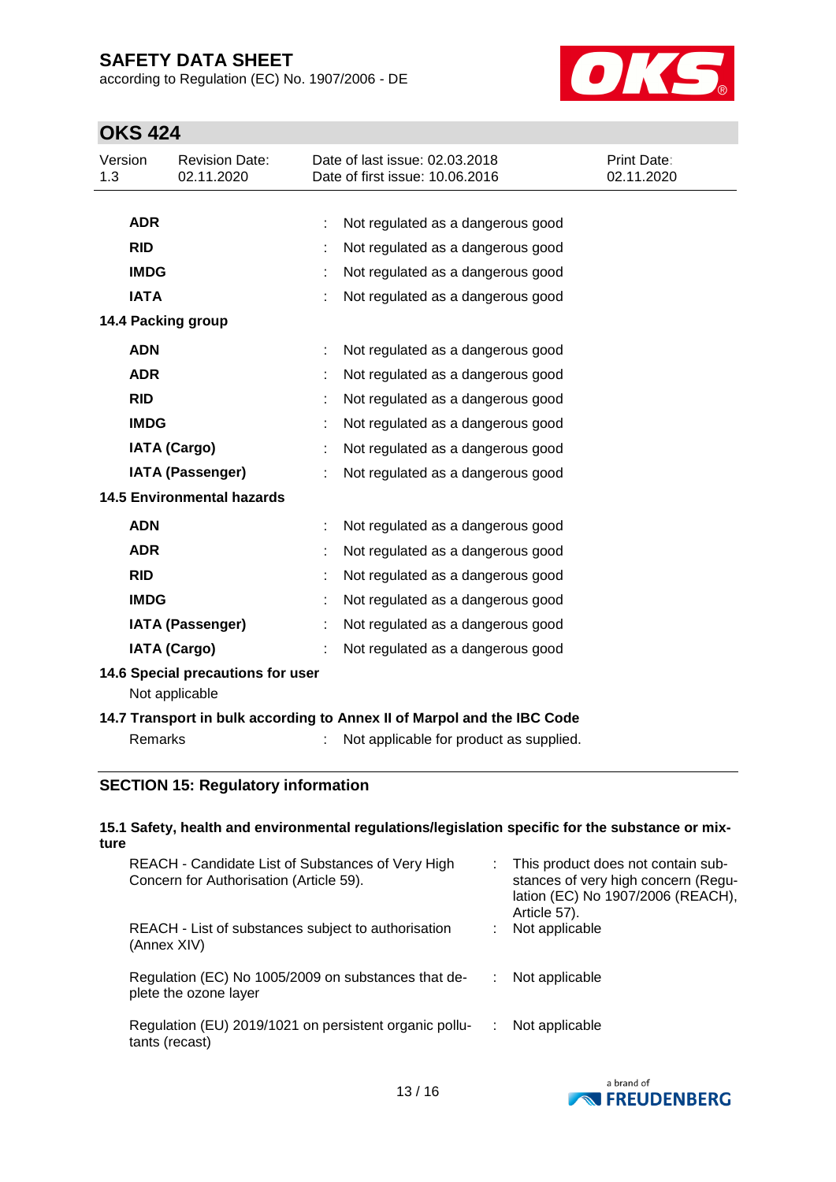| | | |
|---|---|---|
| **ADR** | : | Not regulated as a dangerous good |
| **RID** | : | Not regulated as a dangerous good |
| **IMDG** | : | Not regulated as a dangerous good |
| **IATA** | : | Not regulated as a dangerous good |

**14.4 Packing group**

| | | |
|---|---|---|
| **ADN** | : | Not regulated as a dangerous good |
| **ADR** | : | Not regulated as a dangerous good |
| **RID** | : | Not regulated as a dangerous good |
| **IMDG** | : | Not regulated as a dangerous good |
| **IATA (Cargo)** | : | Not regulated as a dangerous good |
| **IATA (Passenger)** | : | Not regulated as a dangerous good |

**14.5 Environmental hazards**

| | | |
|---|---|---|
| **ADN** | : | Not regulated as a dangerous good |
| **ADR** | : | Not regulated as a dangerous good |
| **RID** | : | Not regulated as a dangerous good |
| **IMDG** | : | Not regulated as a dangerous good |
| **IATA (Passenger)** | : | Not regulated as a dangerous good |
| **IATA (Cargo)** | : | Not regulated as a dangerous good |

**14.6 Special precautions for user**

Not applicable

**14.7 Transport in bulk according to Annex II of Marpol and the IBC Code**

Remarks : Not applicable for product as supplied.

## SECTION 15: Regulatory information

**15.1 Safety, health and environmental regulations/legislation specific for the substance or mixture**

| | | |
|---|---|---|
| REACH - Candidate List of Substances of Very High Concern for Authorisation (Article 59). | : | This product does not contain substances of very high concern (Regulation (EC) No 1907/2006 (REACH), Article 57). |
| REACH - List of substances subject to authorisation (Annex XIV) | : | Not applicable |
| Regulation (EC) No 1005/2009 on substances that deplete the ozone layer | : | Not applicable |
| Regulation (EU) 2019/1021 on persistent organic pollutants (recast) | : | Not applicable |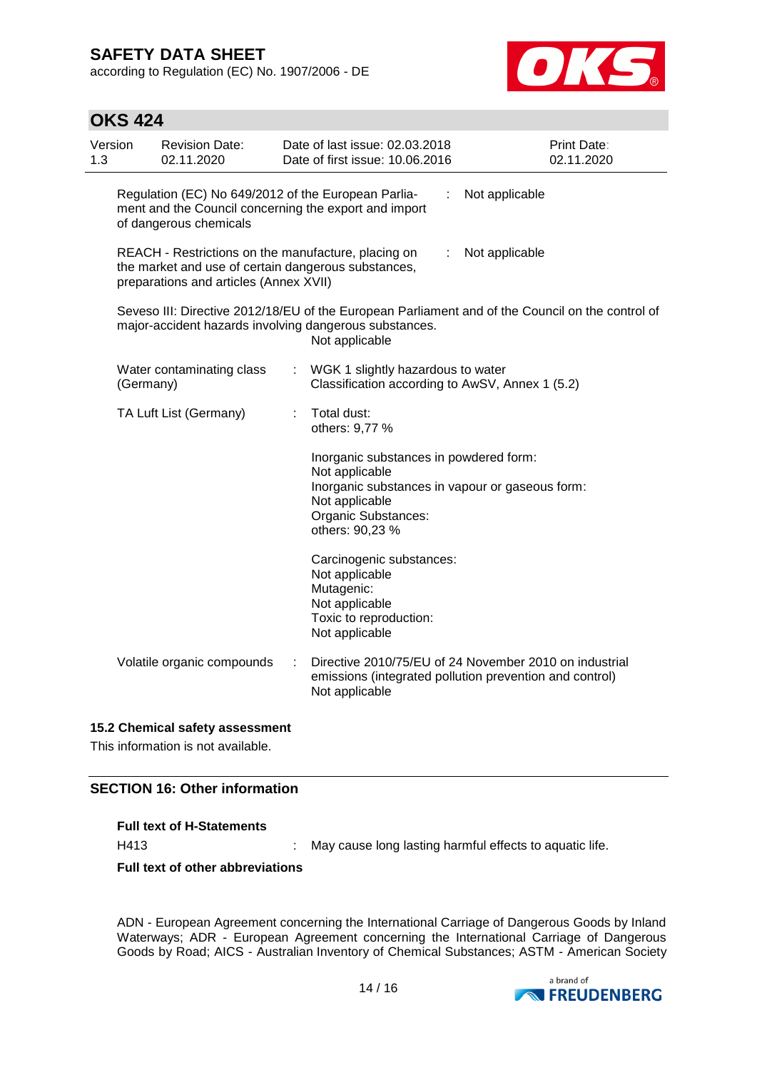| | | |
|---|---|---|
| Regulation (EC) No 649/2012 of the European Parliament and the Council concerning the export and import of dangerous chemicals | : | Not applicable |
| REACH - Restrictions on the manufacture, placing on the market and use of certain dangerous substances, preparations and articles (Annex XVII) | : | Not applicable |

Seveso III: Directive 2012/18/EU of the European Parliament and of the Council on the control of major-accident hazards involving dangerous substances.
Not applicable

| | | |
|---|---|---|
| Water contaminating class (Germany) | : | WGK 1 slightly hazardous to water<br>Classification according to AwSV, Annex 1 (5.2) |
| TA Luft List (Germany) | : | Total dust:<br>others: 9,77 %<br><br>Inorganic substances in powdered form:<br>Not applicable<br>Inorganic substances in vapour or gaseous form:<br>Not applicable<br>Organic Substances:<br>others: 90,23 %<br><br>Carcinogenic substances:<br>Not applicable<br>Mutagenic:<br>Not applicable<br>Toxic to reproduction:<br>Not applicable |
| Volatile organic compounds | : | Directive 2010/75/EU of 24 November 2010 on industrial emissions (integrated pollution prevention and control)<br>Not applicable |

### 15.2 Chemical safety assessment

This information is not available.

## SECTION 16: Other information

**Full text of H-Statements**

H413 : May cause long lasting harmful effects to aquatic life.

**Full text of other abbreviations**

ADN - European Agreement concerning the International Carriage of Dangerous Goods by Inland Waterways; ADR - European Agreement concerning the International Carriage of Dangerous Goods by Road; AICS - Australian Inventory of Chemical Substances; ASTM - American Society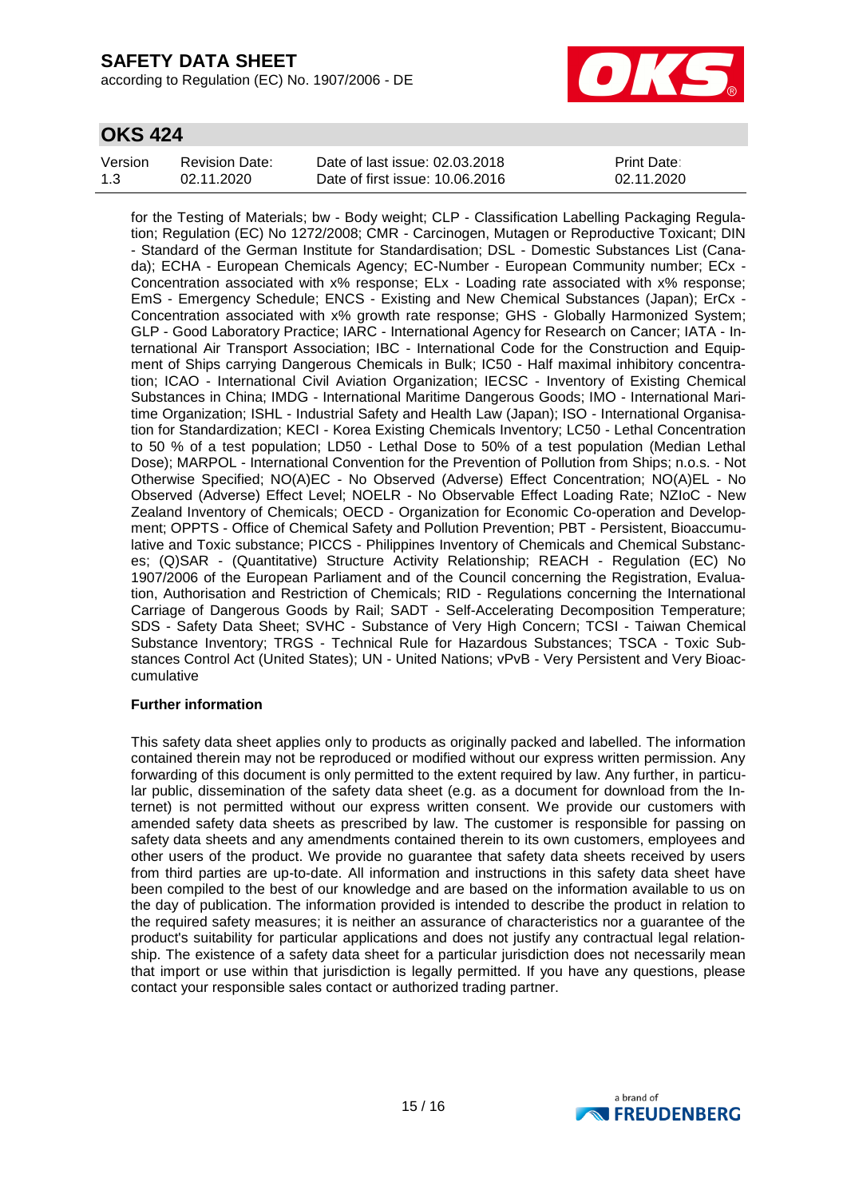for the Testing of Materials; bw - Body weight; CLP - Classification Labelling Packaging Regulation; Regulation (EC) No 1272/2008; CMR - Carcinogen, Mutagen or Reproductive Toxicant; DIN - Standard of the German Institute for Standardisation; DSL - Domestic Substances List (Canada); ECHA - European Chemicals Agency; EC-Number - European Community number; ECx - Concentration associated with x% response; ELx - Loading rate associated with x% response; EmS - Emergency Schedule; ENCS - Existing and New Chemical Substances (Japan); ErCx - Concentration associated with x% growth rate response; GHS - Globally Harmonized System; GLP - Good Laboratory Practice; IARC - International Agency for Research on Cancer; IATA - International Air Transport Association; IBC - International Code for the Construction and Equipment of Ships carrying Dangerous Chemicals in Bulk; IC50 - Half maximal inhibitory concentration; ICAO - International Civil Aviation Organization; IECSC - Inventory of Existing Chemical Substances in China; IMDG - International Maritime Dangerous Goods; IMO - International Maritime Organization; ISHL - Industrial Safety and Health Law (Japan); ISO - International Organisation for Standardization; KECI - Korea Existing Chemicals Inventory; LC50 - Lethal Concentration to 50 % of a test population; LD50 - Lethal Dose to 50% of a test population (Median Lethal Dose); MARPOL - International Convention for the Prevention of Pollution from Ships; n.o.s. - Not Otherwise Specified; NO(A)EC - No Observed (Adverse) Effect Concentration; NO(A)EL - No Observed (Adverse) Effect Level; NOELR - No Observable Effect Loading Rate; NZIoC - New Zealand Inventory of Chemicals; OECD - Organization for Economic Co-operation and Development; OPPTS - Office of Chemical Safety and Pollution Prevention; PBT - Persistent, Bioaccumulative and Toxic substance; PICCS - Philippines Inventory of Chemicals and Chemical Substances; (Q)SAR - (Quantitative) Structure Activity Relationship; REACH - Regulation (EC) No 1907/2006 of the European Parliament and of the Council concerning the Registration, Evaluation, Authorisation and Restriction of Chemicals; RID - Regulations concerning the International Carriage of Dangerous Goods by Rail; SADT - Self-Accelerating Decomposition Temperature; SDS - Safety Data Sheet; SVHC - Substance of Very High Concern; TCSI - Taiwan Chemical Substance Inventory; TRGS - Technical Rule for Hazardous Substances; TSCA - Toxic Substances Control Act (United States); UN - United Nations; vPvB - Very Persistent and Very Bioaccumulative

**Further information**

This safety data sheet applies only to products as originally packed and labelled. The information contained therein may not be reproduced or modified without our express written permission. Any forwarding of this document is only permitted to the extent required by law. Any further, in particular public, dissemination of the safety data sheet (e.g. as a document for download from the Internet) is not permitted without our express written consent. We provide our customers with amended safety data sheets as prescribed by law. The customer is responsible for passing on safety data sheets and any amendments contained therein to its own customers, employees and other users of the product. We provide no guarantee that safety data sheets received by users from third parties are up-to-date. All information and instructions in this safety data sheet have been compiled to the best of our knowledge and are based on the information available to us on the day of publication. The information provided is intended to describe the product in relation to the required safety measures; it is neither an assurance of characteristics nor a guarantee of the product's suitability for particular applications and does not justify any contractual legal relationship. The existence of a safety data sheet for a particular jurisdiction does not necessarily mean that import or use within that jurisdiction is legally permitted. If you have any questions, please contact your responsible sales contact or authorized trading partner.